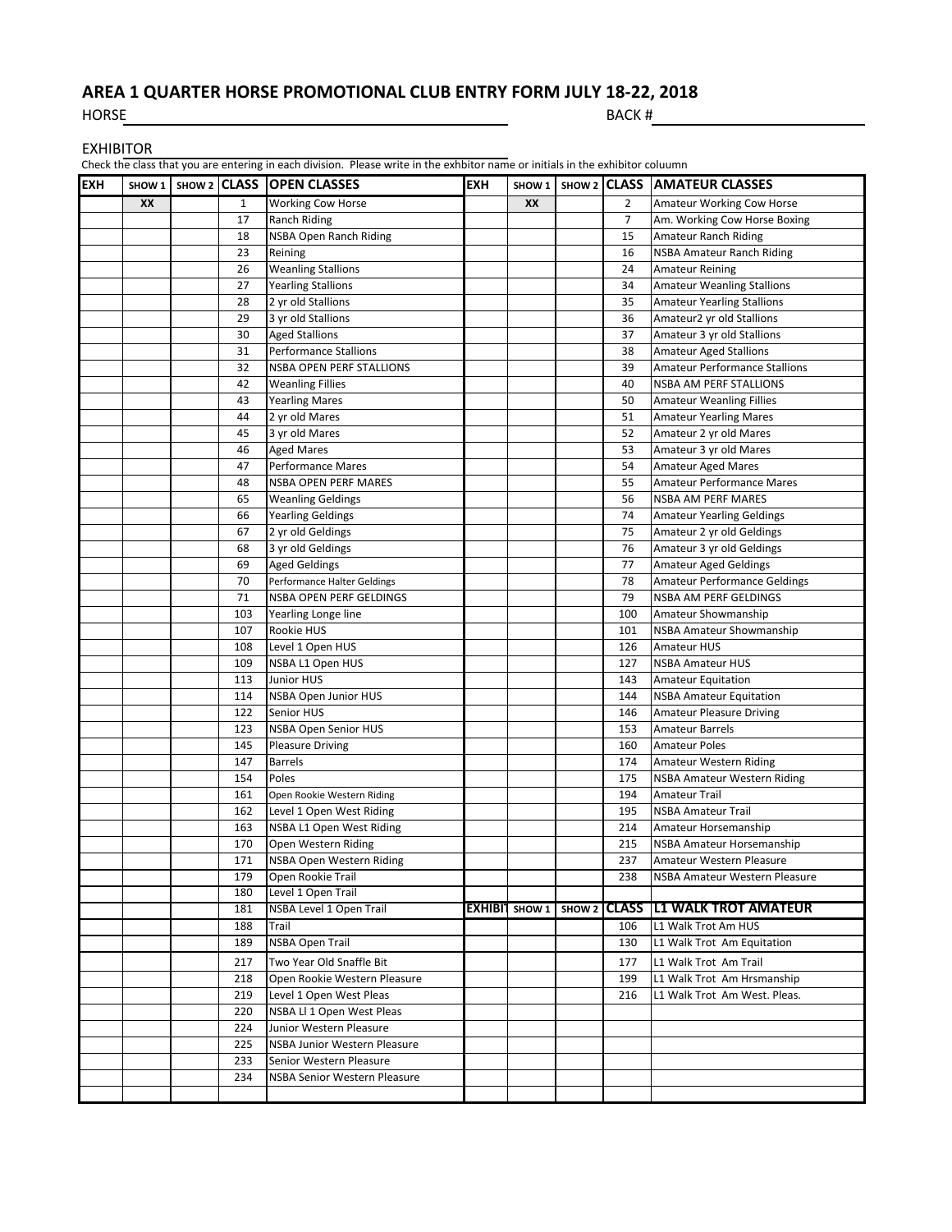# AREA 1 QUARTER HORSE PROMOTIONAL CLUB ENTRY FORM JULY 18-22, 2018

HORSE ______________________________ BACK # ______________

EXHIBITOR ______________________________

Check the class that you are entering in each division. Please write in the exhbitor name or initials in the exhibitor coluumn

| EXH | SHOW 1 | SHOW 2 | CLASS | OPEN CLASSES | EXH | SHOW 1 | SHOW 2 | CLASS | AMATEUR CLASSES |
|---|---|---|---|---|---|---|---|---|---|
| | XX | | 1 | Working Cow Horse | | XX | | 2 | Amateur Working Cow Horse |
| | | | 17 | Ranch Riding | | | | 7 | Am. Working Cow Horse Boxing |
| | | | 18 | NSBA Open Ranch Riding | | | | 15 | Amateur Ranch Riding |
| | | | 23 | Reining | | | | 16 | NSBA Amateur Ranch Riding |
| | | | 26 | Weanling Stallions | | | | 24 | Amateur Reining |
| | | | 27 | Yearling Stallions | | | | 34 | Amateur Weanling Stallions |
| | | | 28 | 2 yr old Stallions | | | | 35 | Amateur Yearling Stallions |
| | | | 29 | 3 yr old Stallions | | | | 36 | Amateur2 yr old Stallions |
| | | | 30 | Aged Stallions | | | | 37 | Amateur 3 yr old Stallions |
| | | | 31 | Performance Stallions | | | | 38 | Amateur Aged Stallions |
| | | | 32 | NSBA OPEN PERF STALLIONS | | | | 39 | Amateur Performance Stallions |
| | | | 42 | Weanling Fillies | | | | 40 | NSBA AM PERF STALLIONS |
| | | | 43 | Yearling Mares | | | | 50 | Amateur Weanling Fillies |
| | | | 44 | 2 yr old Mares | | | | 51 | Amateur Yearling Mares |
| | | | 45 | 3 yr old Mares | | | | 52 | Amateur 2 yr old Mares |
| | | | 46 | Aged Mares | | | | 53 | Amateur 3 yr old Mares |
| | | | 47 | Performance Mares | | | | 54 | Amateur Aged Mares |
| | | | 48 | NSBA OPEN PERF MARES | | | | 55 | Amateur Performance Mares |
| | | | 65 | Weanling Geldings | | | | 56 | NSBA AM PERF MARES |
| | | | 66 | Yearling Geldings | | | | 74 | Amateur Yearling Geldings |
| | | | 67 | 2 yr old Geldings | | | | 75 | Amateur 2 yr old Geldings |
| | | | 68 | 3 yr old Geldings | | | | 76 | Amateur 3 yr old Geldings |
| | | | 69 | Aged Geldings | | | | 77 | Amateur Aged Geldings |
| | | | 70 | Performance Halter Geldings | | | | 78 | Amateur Performance Geldings |
| | | | 71 | NSBA OPEN PERF GELDINGS | | | | 79 | NSBA AM PERF GELDINGS |
| | | | 103 | Yearling Longe line | | | | 100 | Amateur Showmanship |
| | | | 107 | Rookie HUS | | | | 101 | NSBA Amateur Showmanship |
| | | | 108 | Level 1 Open HUS | | | | 126 | Amateur HUS |
| | | | 109 | NSBA L1 Open HUS | | | | 127 | NSBA Amateur HUS |
| | | | 113 | Junior HUS | | | | 143 | Amateur Equitation |
| | | | 114 | NSBA Open Junior HUS | | | | 144 | NSBA Amateur Equitation |
| | | | 122 | Senior HUS | | | | 146 | Amateur Pleasure Driving |
| | | | 123 | NSBA Open Senior HUS | | | | 153 | Amateur Barrels |
| | | | 145 | Pleasure Driving | | | | 160 | Amateur Poles |
| | | | 147 | Barrels | | | | 174 | Amateur Western Riding |
| | | | 154 | Poles | | | | 175 | NSBA Amateur Western Riding |
| | | | 161 | Open Rookie Western Riding | | | | 194 | Amateur Trail |
| | | | 162 | Level 1 Open West Riding | | | | 195 | NSBA Amateur Trail |
| | | | 163 | NSBA L1 Open West Riding | | | | 214 | Amateur Horsemanship |
| | | | 170 | Open Western Riding | | | | 215 | NSBA Amateur Horsemanship |
| | | | 171 | NSBA Open Western Riding | | | | 237 | Amateur Western Pleasure |
| | | | 179 | Open Rookie Trail | | | | 238 | NSBA Amateur Western Pleasure |
| | | | 180 | Level 1 Open Trail | | | | | |
| | | | 181 | NSBA Level 1 Open Trail | **EXHIBIT** | **SHOW 1** | **SHOW 2** | **CLASS** | **L1 WALK TROT AMATEUR** |
| | | | 188 | Trail | | | | 106 | L1 Walk Trot Am HUS |
| | | | 189 | NSBA Open Trail | | | | 130 | L1 Walk Trot Am Equitation |
| | | | 217 | Two Year Old Snaffle Bit | | | | 177 | L1 Walk Trot Am Trail |
| | | | 218 | Open Rookie Western Pleasure | | | | 199 | L1 Walk Trot Am Hrsmanship |
| | | | 219 | Level 1 Open West Pleas | | | | 216 | L1 Walk Trot Am West. Pleas. |
| | | | 220 | NSBA Ll 1 Open West Pleas | | | | | |
| | | | 224 | Junior Western Pleasure | | | | | |
| | | | 225 | NSBA Junior Western Pleasure | | | | | |
| | | | 233 | Senior Western Pleasure | | | | | |
| | | | 234 | NSBA Senior Western Pleasure | | | | | |
| | | | | | | | | | |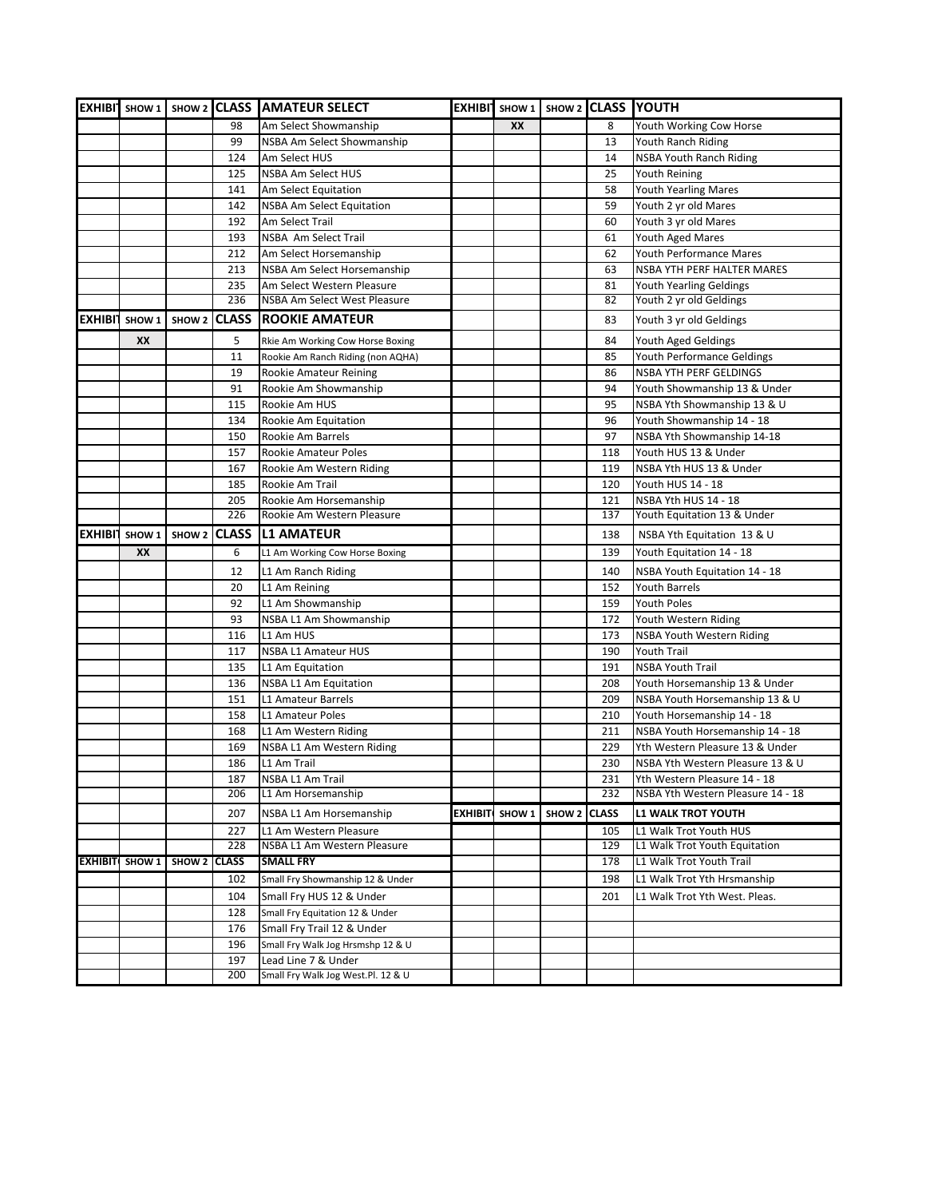| EXHIBIT | SHOW 1 | SHOW 2 | CLASS | AMATEUR SELECT |
|---|---|---|---|---|
| | | | 98 | Am Select Showmanship |
| | | | 99 | NSBA Am Select Showmanship |
| | | | 124 | Am Select HUS |
| | | | 125 | NSBA Am Select HUS |
| | | | 141 | Am Select Equitation |
| | | | 142 | NSBA Am Select Equitation |
| | | | 192 | Am Select Trail |
| | | | 193 | NSBA Am Select Trail |
| | | | 212 | Am Select Horsemanship |
| | | | 213 | NSBA Am Select Horsemanship |
| | | | 235 | Am Select Western Pleasure |
| | | | 236 | NSBA Am Select West Pleasure |

| EXHIBIT | SHOW 1 | SHOW 2 | CLASS | ROOKIE AMATEUR |
|---|---|---|---|---|
| | XX | | 5 | Rkie Am Working Cow Horse Boxing |
| | | | 11 | Rookie Am Ranch Riding (non AQHA) |
| | | | 19 | Rookie Amateur Reining |
| | | | 91 | Rookie Am Showmanship |
| | | | 115 | Rookie Am HUS |
| | | | 134 | Rookie Am Equitation |
| | | | 150 | Rookie Am Barrels |
| | | | 157 | Rookie Amateur Poles |
| | | | 167 | Rookie Am Western Riding |
| | | | 185 | Rookie Am Trail |
| | | | 205 | Rookie Am Horsemanship |
| | | | 226 | Rookie Am Western Pleasure |

| EXHIBIT | SHOW 1 | SHOW 2 | CLASS | L1 AMATEUR |
|---|---|---|---|---|
| | XX | | 6 | L1 Am Working Cow Horse Boxing |
| | | | 12 | L1 Am Ranch Riding |
| | | | 20 | L1 Am Reining |
| | | | 92 | L1 Am Showmanship |
| | | | 93 | NSBA L1 Am Showmanship |
| | | | 116 | L1 Am HUS |
| | | | 117 | NSBA L1 Amateur HUS |
| | | | 135 | L1 Am Equitation |
| | | | 136 | NSBA L1 Am Equitation |
| | | | 151 | L1 Amateur Barrels |
| | | | 158 | L1 Amateur Poles |
| | | | 168 | L1 Am Western Riding |
| | | | 169 | NSBA L1 Am Western Riding |
| | | | 186 | L1 Am Trail |
| | | | 187 | NSBA L1 Am Trail |
| | | | 206 | L1 Am Horsemanship |
| | | | 207 | NSBA L1 Am Horsemanship |
| | | | 227 | L1 Am Western Pleasure |
| | | | 228 | NSBA L1 Am Western Pleasure |

| EXHIBIT | SHOW 1 | SHOW 2 | CLASS | SMALL FRY |
|---|---|---|---|---|
| | | | 102 | Small Fry Showmanship 12 & Under |
| | | | 104 | Small Fry HUS 12 & Under |
| | | | 128 | Small Fry Equitation 12 & Under |
| | | | 176 | Small Fry Trail 12 & Under |
| | | | 196 | Small Fry Walk Jog Hrsmshp 12 & U |
| | | | 197 | Lead Line 7 & Under |
| | | | 200 | Small Fry Walk Jog West.Pl. 12 & U |

| EXHIBIT | SHOW 1 | SHOW 2 | CLASS | YOUTH |
|---|---|---|---|---|
| | XX | | 8 | Youth Working Cow Horse |
| | | | 13 | Youth Ranch Riding |
| | | | 14 | NSBA Youth Ranch Riding |
| | | | 25 | Youth Reining |
| | | | 58 | Youth Yearling Mares |
| | | | 59 | Youth 2 yr old Mares |
| | | | 60 | Youth 3 yr old Mares |
| | | | 61 | Youth Aged Mares |
| | | | 62 | Youth Performance Mares |
| | | | 63 | NSBA YTH PERF HALTER MARES |
| | | | 81 | Youth Yearling Geldings |
| | | | 82 | Youth 2 yr old Geldings |
| | | | 83 | Youth 3 yr old Geldings |
| | | | 84 | Youth Aged Geldings |
| | | | 85 | Youth Performance Geldings |
| | | | 86 | NSBA YTH PERF GELDINGS |
| | | | 94 | Youth Showmanship 13 & Under |
| | | | 95 | NSBA Yth Showmanship 13 & U |
| | | | 96 | Youth Showmanship 14 - 18 |
| | | | 97 | NSBA Yth Showmanship 14-18 |
| | | | 118 | Youth HUS 13 & Under |
| | | | 119 | NSBA Yth HUS 13 & Under |
| | | | 120 | Youth HUS 14 - 18 |
| | | | 121 | NSBA Yth HUS 14 - 18 |
| | | | 137 | Youth Equitation 13 & Under |
| | | | 138 | NSBA Yth Equitation 13 & U |
| | | | 139 | Youth Equitation 14 - 18 |
| | | | 140 | NSBA Youth Equitation 14 - 18 |
| | | | 152 | Youth Barrels |
| | | | 159 | Youth Poles |
| | | | 172 | Youth Western Riding |
| | | | 173 | NSBA Youth Western Riding |
| | | | 190 | Youth Trail |
| | | | 191 | NSBA Youth Trail |
| | | | 208 | Youth Horsemanship 13 & Under |
| | | | 209 | NSBA Youth Horsemanship 13 & U |
| | | | 210 | Youth Horsemanship 14 - 18 |
| | | | 211 | NSBA Youth Horsemanship 14 - 18 |
| | | | 229 | Yth Western Pleasure 13 & Under |
| | | | 230 | NSBA Yth Western Pleasure 13 & U |
| | | | 231 | Yth Western Pleasure 14 - 18 |
| | | | 232 | NSBA Yth Western Pleasure 14 - 18 |

| EXHIBIT | SHOW 1 | SHOW 2 | CLASS | L1 WALK TROT YOUTH |
|---|---|---|---|---|
| | | | 105 | L1 Walk Trot Youth HUS |
| | | | 129 | L1 Walk Trot Youth Equitation |
| | | | 178 | L1 Walk Trot Youth Trail |
| | | | 198 | L1 Walk Trot Yth Hrsmanship |
| | | | 201 | L1 Walk Trot Yth West. Pleas. |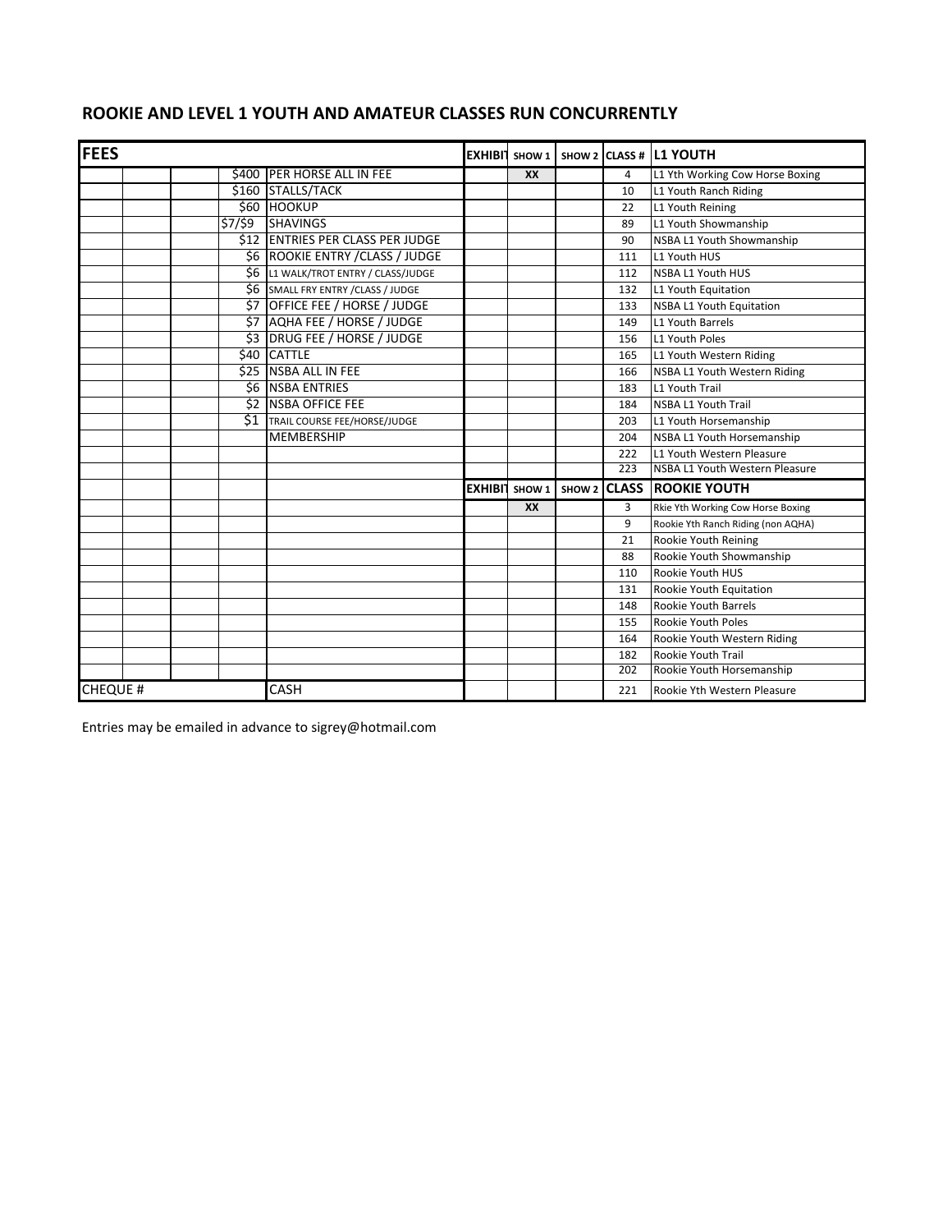## ROOKIE AND LEVEL 1 YOUTH AND AMATEUR CLASSES RUN CONCURRENTLY

| FEES | | | | | EXHIBIT | SHOW 1 | SHOW 2 | CLASS # | L1 YOUTH |
|---|---|---|---|---|---|---|---|---|---|
| | | | $400 | PER HORSE ALL IN FEE | | XX | | 4 | L1 Yth Working Cow Horse Boxing |
| | | | $160 | STALLS/TACK | | | | 10 | L1 Youth Ranch Riding |
| | | | $60 | HOOKUP | | | | 22 | L1 Youth Reining |
| | | | $7/$9 | SHAVINGS | | | | 89 | L1 Youth Showmanship |
| | | | $12 | ENTRIES PER CLASS PER JUDGE | | | | 90 | NSBA L1 Youth Showmanship |
| | | | $6 | ROOKIE ENTRY /CLASS / JUDGE | | | | 111 | L1 Youth HUS |
| | | | $6 | L1 WALK/TROT ENTRY / CLASS/JUDGE | | | | 112 | NSBA L1 Youth HUS |
| | | | $6 | SMALL FRY ENTRY /CLASS / JUDGE | | | | 132 | L1 Youth Equitation |
| | | | $7 | OFFICE FEE / HORSE / JUDGE | | | | 133 | NSBA L1 Youth Equitation |
| | | | $7 | AQHA FEE / HORSE / JUDGE | | | | 149 | L1 Youth Barrels |
| | | | $3 | DRUG FEE / HORSE / JUDGE | | | | 156 | L1 Youth Poles |
| | | | $40 | CATTLE | | | | 165 | L1 Youth Western Riding |
| | | | $25 | NSBA ALL IN FEE | | | | 166 | NSBA L1 Youth Western Riding |
| | | | $6 | NSBA ENTRIES | | | | 183 | L1 Youth Trail |
| | | | $2 | NSBA OFFICE FEE | | | | 184 | NSBA L1 Youth Trail |
| | | | $1 | TRAIL COURSE FEE/HORSE/JUDGE | | | | 203 | L1 Youth Horsemanship |
| | | | | MEMBERSHIP | | | | 204 | NSBA L1 Youth Horsemanship |
| | | | | | | | | 222 | L1 Youth Western Pleasure |
| | | | | | | | | 223 | NSBA L1 Youth Western Pleasure |
| | | | | | EXHIBIT | SHOW 1 | SHOW 2 | CLASS | ROOKIE YOUTH |
| | | | | | | XX | | 3 | Rkie Yth Working Cow Horse Boxing |
| | | | | | | | | 9 | Rookie Yth Ranch Riding (non AQHA) |
| | | | | | | | | 21 | Rookie Youth Reining |
| | | | | | | | | 88 | Rookie Youth Showmanship |
| | | | | | | | | 110 | Rookie Youth HUS |
| | | | | | | | | 131 | Rookie Youth Equitation |
| | | | | | | | | 148 | Rookie Youth Barrels |
| | | | | | | | | 155 | Rookie Youth Poles |
| | | | | | | | | 164 | Rookie Youth Western Riding |
| | | | | | | | | 182 | Rookie Youth Trail |
| | | | | | | | | 202 | Rookie Youth Horsemanship |
| CHEQUE # | | | | CASH | | | | 221 | Rookie Yth Western Pleasure |

Entries may be emailed in advance to sigrey@hotmail.com